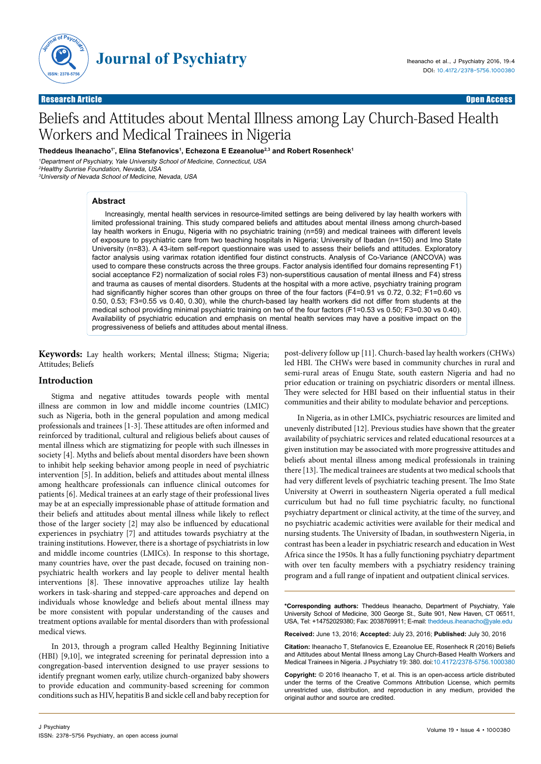Research Article | Open Access

# Beliefs and Attitudes about Mental Illness among Lay Church-Based Health Workers and Medical Trainees in Nigeria

**Theddeus Iheanacho[1*], Elina Stefanovics[1], Echezona E Ezeanolue[2,3] and Robert Rosenheck[1]**

[1]Department of Psychiatry, Yale University School of Medicine, Connecticut, USA
[2]Healthy Sunrise Foundation, Nevada, USA
[3]University of Nevada School of Medicine, Nevada, USA

## Abstract

Increasingly, mental health services in resource-limited settings are being delivered by lay health workers with limited professional training. This study compared beliefs and attitudes about mental illness among church-based lay health workers in Enugu, Nigeria with no psychiatric training (n=59) and medical trainees with different levels of exposure to psychiatric care from two teaching hospitals in Nigeria; University of Ibadan (n=150) and Imo State University (n=83). A 43-item self-report questionnaire was used to assess their beliefs and attitudes. Exploratory factor analysis using varimax rotation identified four distinct constructs. Analysis of Co-Variance (ANCOVA) was used to compare these constructs across the three groups. Factor analysis identified four domains representing F1) social acceptance F2) normalization of social roles F3) non-superstitious causation of mental illness and F4) stress and trauma as causes of mental disorders. Students at the hospital with a more active, psychiatry training program had significantly higher scores than other groups on three of the four factors (F4=0.91 vs 0.72, 0.32; F1=0.60 vs 0.50, 0.53; F3=0.55 vs 0.40, 0.30), while the church-based lay health workers did not differ from students at the medical school providing minimal psychiatric training on two of the four factors (F1=0.53 vs 0.50; F3=0.30 vs 0.40). Availability of psychiatric education and emphasis on mental health services may have a positive impact on the progressiveness of beliefs and attitudes about mental illness.

**Keywords:** Lay health workers; Mental illness; Stigma; Nigeria; Attitudes; Beliefs

## Introduction

Stigma and negative attitudes towards people with mental illness are common in low and middle income countries (LMIC) such as Nigeria, both in the general population and among medical professionals and trainees [1-3]. These attitudes are often informed and reinforced by traditional, cultural and religious beliefs about causes of mental illness which are stigmatizing for people with such illnesses in society [4]. Myths and beliefs about mental disorders have been shown to inhibit help seeking behavior among people in need of psychiatric intervention [5]. In addition, beliefs and attitudes about mental illness among healthcare professionals can influence clinical outcomes for patients [6]. Medical trainees at an early stage of their professional lives may be at an especially impressionable phase of attitude formation and their beliefs and attitudes about mental illness while likely to reflect those of the larger society [2] may also be influenced by educational experiences in psychiatry [7] and attitudes towards psychiatry at the training institutions. However, there is a shortage of psychiatrists in low and middle income countries (LMICs). In response to this shortage, many countries have, over the past decade, focused on training non-psychiatric health workers and lay people to deliver mental health interventions [8]. These innovative approaches utilize lay health workers in task-sharing and stepped-care approaches and depend on individuals whose knowledge and beliefs about mental illness may be more consistent with popular understanding of the causes and treatment options available for mental disorders than with professional medical views.

In 2013, through a program called Healthy Beginning Initiative (HBI) [9,10], we integrated screening for perinatal depression into a congregation-based intervention designed to use prayer sessions to identify pregnant women early, utilize church-organized baby showers to provide education and community-based screening for common conditions such as HIV, hepatitis B and sickle cell and baby reception for post-delivery follow up [11]. Church-based lay health workers (CHWs) led HBI. The CHWs were based in community churches in rural and semi-rural areas of Enugu State, south eastern Nigeria and had no prior education or training on psychiatric disorders or mental illness. They were selected for HBI based on their influential status in their communities and their ability to modulate behavior and perceptions.

In Nigeria, as in other LMICs, psychiatric resources are limited and unevenly distributed [12]. Previous studies have shown that the greater availability of psychiatric services and related educational resources at a given institution may be associated with more progressive attitudes and beliefs about mental illness among medical professionals in training there [13]. The medical trainees were students at two medical schools that had very different levels of psychiatric teaching present. The Imo State University at Owerri in southeastern Nigeria operated a full medical curriculum but had no full time psychiatric faculty, no functional psychiatry department or clinical activity, at the time of the survey, and no psychiatric academic activities were available for their medical and nursing students. The University of Ibadan, in southwestern Nigeria, in contrast has been a leader in psychiatric research and education in West Africa since the 1950s. It has a fully functioning psychiatry department with over ten faculty members with a psychiatry residency training program and a full range of inpatient and outpatient clinical services.

**\*Corresponding authors:** Theddeus Iheanacho, Department of Psychiatry, Yale University School of Medicine, 300 George St., Suite 901, New Haven, CT 06511, USA, Tel: +14752029380; Fax: 2038769911; E-mail: theddeus.iheanacho@yale.edu

**Received:** June 13, 2016; **Accepted:** July 23, 2016; **Published:** July 30, 2016

**Citation:** Iheanacho T, Stefanovics E, Ezeanolue EE, Rosenheck R (2016) Beliefs and Attitudes about Mental Illness among Lay Church-Based Health Workers and Medical Trainees in Nigeria. J Psychiatry 19: 380. doi:10.4172/2378-5756.1000380

**Copyright:** © 2016 Iheanacho T, et al. This is an open-access article distributed under the terms of the Creative Commons Attribution License, which permits unrestricted use, distribution, and reproduction in any medium, provided the original author and source are credited.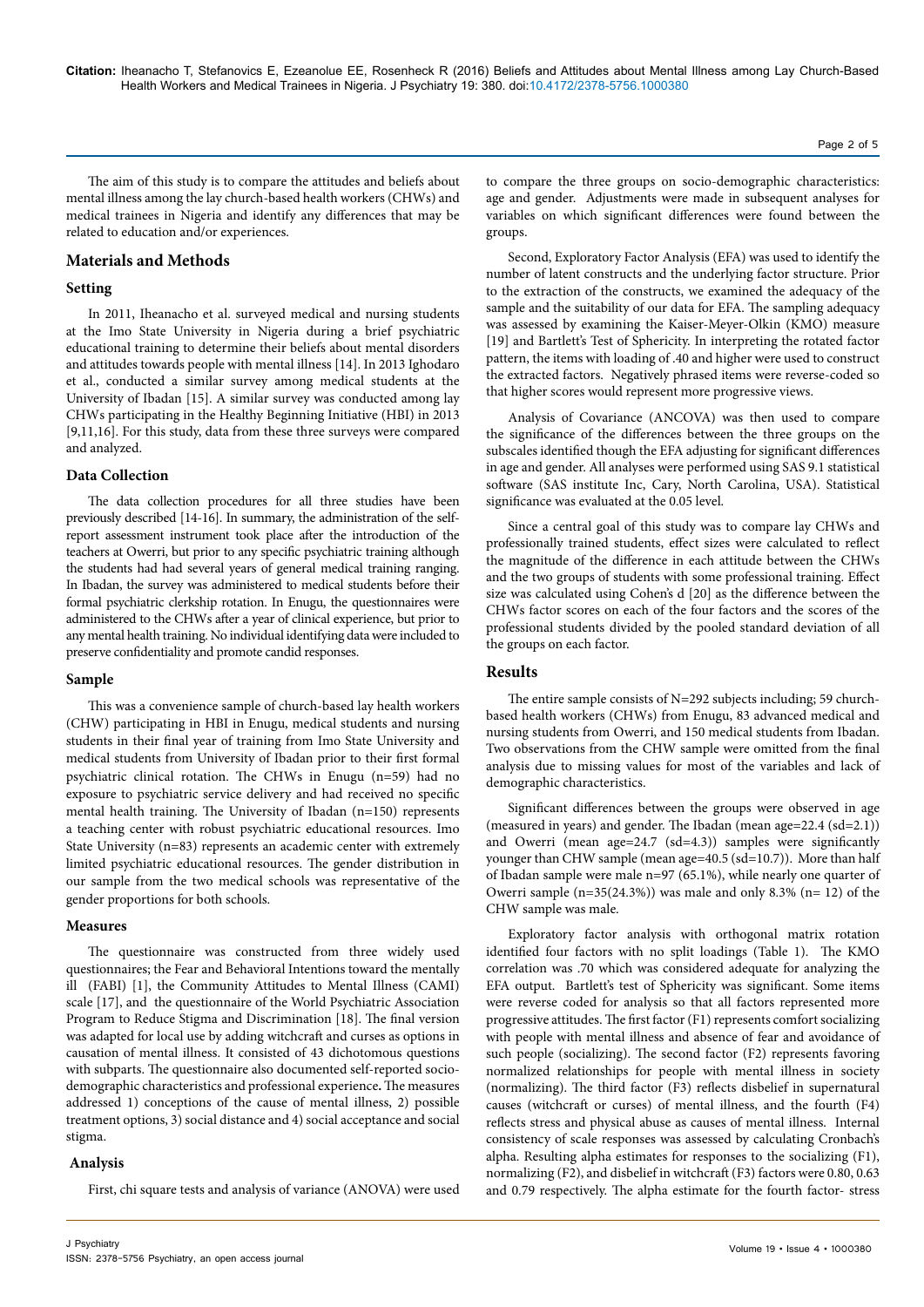The aim of this study is to compare the attitudes and beliefs about mental illness among the lay church-based health workers (CHWs) and medical trainees in Nigeria and identify any differences that may be related to education and/or experiences.

## Materials and Methods

### Setting

In 2011, Iheanacho et al. surveyed medical and nursing students at the Imo State University in Nigeria during a brief psychiatric educational training to determine their beliefs about mental disorders and attitudes towards people with mental illness [14]. In 2013 Ighodaro et al., conducted a similar survey among medical students at the University of Ibadan [15]. A similar survey was conducted among lay CHWs participating in the Healthy Beginning Initiative (HBI) in 2013 [9,11,16]. For this study, data from these three surveys were compared and analyzed.

### Data Collection

The data collection procedures for all three studies have been previously described [14-16]. In summary, the administration of the self-report assessment instrument took place after the introduction of the teachers at Owerri, but prior to any specific psychiatric training although the students had had several years of general medical training ranging. In Ibadan, the survey was administered to medical students before their formal psychiatric clerkship rotation. In Enugu, the questionnaires were administered to the CHWs after a year of clinical experience, but prior to any mental health training. No individual identifying data were included to preserve confidentiality and promote candid responses.

### Sample

This was a convenience sample of church-based lay health workers (CHW) participating in HBI in Enugu, medical students and nursing students in their final year of training from Imo State University and medical students from University of Ibadan prior to their first formal psychiatric clinical rotation. The CHWs in Enugu (n=59) had no exposure to psychiatric service delivery and had received no specific mental health training. The University of Ibadan (n=150) represents a teaching center with robust psychiatric educational resources. Imo State University (n=83) represents an academic center with extremely limited psychiatric educational resources. The gender distribution in our sample from the two medical schools was representative of the gender proportions for both schools.

### Measures

The questionnaire was constructed from three widely used questionnaires; the Fear and Behavioral Intentions toward the mentally ill (FABI) [1], the Community Attitudes to Mental Illness (CAMI) scale [17], and the questionnaire of the World Psychiatric Association Program to Reduce Stigma and Discrimination [18]. The final version was adapted for local use by adding witchcraft and curses as options in causation of mental illness. It consisted of 43 dichotomous questions with subparts. The questionnaire also documented self-reported socio-demographic characteristics and professional experience**.** The measures addressed 1) conceptions of the cause of mental illness, 2) possible treatment options, 3) social distance and 4) social acceptance and social stigma.

### Analysis

First, chi square tests and analysis of variance (ANOVA) were used to compare the three groups on socio-demographic characteristics: age and gender. Adjustments were made in subsequent analyses for variables on which significant differences were found between the groups.

Second, Exploratory Factor Analysis (EFA) was used to identify the number of latent constructs and the underlying factor structure. Prior to the extraction of the constructs, we examined the adequacy of the sample and the suitability of our data for EFA. The sampling adequacy was assessed by examining the Kaiser-Meyer-Olkin (KMO) measure [19] and Bartlett's Test of Sphericity. In interpreting the rotated factor pattern, the items with loading of .40 and higher were used to construct the extracted factors. Negatively phrased items were reverse-coded so that higher scores would represent more progressive views.

Analysis of Covariance (ANCOVA) was then used to compare the significance of the differences between the three groups on the subscales identified though the EFA adjusting for significant differences in age and gender. All analyses were performed using SAS 9.1 statistical software (SAS institute Inc, Cary, North Carolina, USA). Statistical significance was evaluated at the 0.05 level.

Since a central goal of this study was to compare lay CHWs and professionally trained students, effect sizes were calculated to reflect the magnitude of the difference in each attitude between the CHWs and the two groups of students with some professional training. Effect size was calculated using Cohen's d [20] as the difference between the CHWs factor scores on each of the four factors and the scores of the professional students divided by the pooled standard deviation of all the groups on each factor.

## Results

The entire sample consists of N=292 subjects including; 59 church-based health workers (CHWs) from Enugu, 83 advanced medical and nursing students from Owerri, and 150 medical students from Ibadan. Two observations from the CHW sample were omitted from the final analysis due to missing values for most of the variables and lack of demographic characteristics.

Significant differences between the groups were observed in age (measured in years) and gender. The Ibadan (mean age=22.4 (sd=2.1)) and Owerri (mean age=24.7 (sd=4.3)) samples were significantly younger than CHW sample (mean age=40.5 (sd=10.7)). More than half of Ibadan sample were male n=97 (65.1%), while nearly one quarter of Owerri sample (n=35(24.3%)) was male and only 8.3% (n= 12) of the CHW sample was male.

Exploratory factor analysis with orthogonal matrix rotation identified four factors with no split loadings (Table 1). The KMO correlation was .70 which was considered adequate for analyzing the EFA output. Bartlett's test of Sphericity was significant. Some items were reverse coded for analysis so that all factors represented more progressive attitudes. The first factor (F1) represents comfort socializing with people with mental illness and absence of fear and avoidance of such people (socializing). The second factor (F2) represents favoring normalized relationships for people with mental illness in society (normalizing). The third factor (F3) reflects disbelief in supernatural causes (witchcraft or curses) of mental illness, and the fourth (F4) reflects stress and physical abuse as causes of mental illness. Internal consistency of scale responses was assessed by calculating Cronbach's alpha. Resulting alpha estimates for responses to the socializing (F1), normalizing (F2), and disbelief in witchcraft (F3) factors were 0.80, 0.63 and 0.79 respectively. The alpha estimate for the fourth factor- stress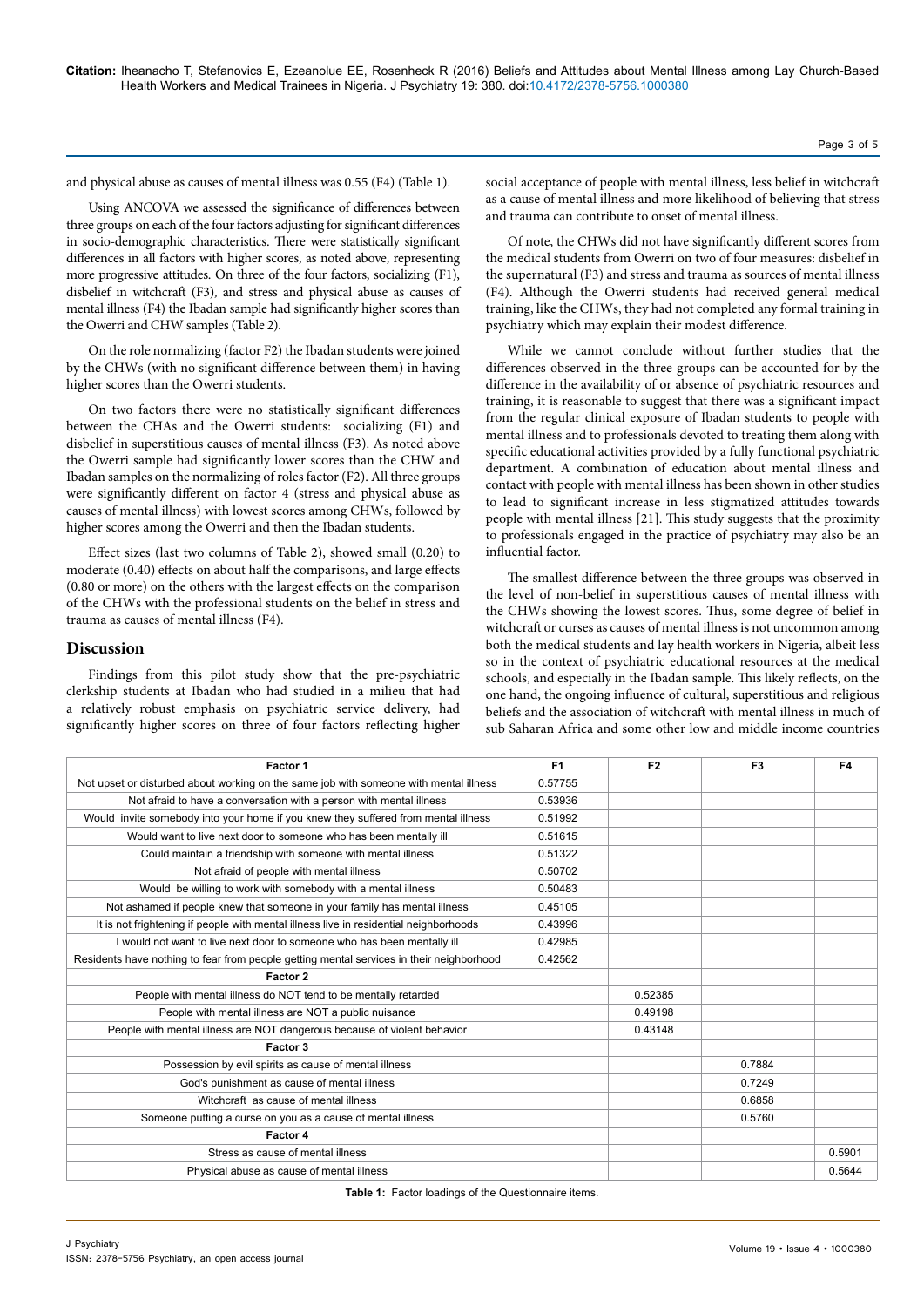and physical abuse as causes of mental illness was 0.55 (F4) (Table 1).

Using ANCOVA we assessed the significance of differences between three groups on each of the four factors adjusting for significant differences in socio-demographic characteristics. There were statistically significant differences in all factors with higher scores, as noted above, representing more progressive attitudes. On three of the four factors, socializing (F1), disbelief in witchcraft (F3), and stress and physical abuse as causes of mental illness (F4) the Ibadan sample had significantly higher scores than the Owerri and CHW samples (Table 2).

On the role normalizing (factor F2) the Ibadan students were joined by the CHWs (with no significant difference between them) in having higher scores than the Owerri students.

On two factors there were no statistically significant differences between the CHAs and the Owerri students: socializing (F1) and disbelief in superstitious causes of mental illness (F3). As noted above the Owerri sample had significantly lower scores than the CHW and Ibadan samples on the normalizing of roles factor (F2). All three groups were significantly different on factor 4 (stress and physical abuse as causes of mental illness) with lowest scores among CHWs, followed by higher scores among the Owerri and then the Ibadan students.

Effect sizes (last two columns of Table 2), showed small (0.20) to moderate (0.40) effects on about half the comparisons, and large effects (0.80 or more) on the others with the largest effects on the comparison of the CHWs with the professional students on the belief in stress and trauma as causes of mental illness (F4).

## Discussion

Findings from this pilot study show that the pre-psychiatric clerkship students at Ibadan who had studied in a milieu that had a relatively robust emphasis on psychiatric service delivery, had significantly higher scores on three of four factors reflecting higher social acceptance of people with mental illness, less belief in witchcraft as a cause of mental illness and more likelihood of believing that stress and trauma can contribute to onset of mental illness.

Of note, the CHWs did not have significantly different scores from the medical students from Owerri on two of four measures: disbelief in the supernatural (F3) and stress and trauma as sources of mental illness (F4). Although the Owerri students had received general medical training, like the CHWs, they had not completed any formal training in psychiatry which may explain their modest difference.

While we cannot conclude without further studies that the differences observed in the three groups can be accounted for by the difference in the availability of or absence of psychiatric resources and training, it is reasonable to suggest that there was a significant impact from the regular clinical exposure of Ibadan students to people with mental illness and to professionals devoted to treating them along with specific educational activities provided by a fully functional psychiatric department. A combination of education about mental illness and contact with people with mental illness has been shown in other studies to lead to significant increase in less stigmatized attitudes towards people with mental illness [21]. This study suggests that the proximity to professionals engaged in the practice of psychiatry may also be an influential factor.

The smallest difference between the three groups was observed in the level of non-belief in superstitious causes of mental illness with the CHWs showing the lowest scores. Thus, some degree of belief in witchcraft or curses as causes of mental illness is not uncommon among both the medical students and lay health workers in Nigeria, albeit less so in the context of psychiatric educational resources at the medical schools, and especially in the Ibadan sample. This likely reflects, on the one hand, the ongoing influence of cultural, superstitious and religious beliefs and the association of witchcraft with mental illness in much of sub Saharan Africa and some other low and middle income countries

| Factor 1 | F1 | F2 | F3 | F4 |
|---|---|---|---|---|
| Not upset or disturbed about working on the same job with someone with mental illness | 0.57755 | | | |
| Not afraid to have a conversation with a person with mental illness | 0.53936 | | | |
| Would invite somebody into your home if you knew they suffered from mental illness | 0.51992 | | | |
| Would want to live next door to someone who has been mentally ill | 0.51615 | | | |
| Could maintain a friendship with someone with mental illness | 0.51322 | | | |
| Not afraid of people with mental illness | 0.50702 | | | |
| Would be willing to work with somebody with a mental illness | 0.50483 | | | |
| Not ashamed if people knew that someone in your family has mental illness | 0.45105 | | | |
| It is not frightening if people with mental illness live in residential neighborhoods | 0.43996 | | | |
| I would not want to live next door to someone who has been mentally ill | 0.42985 | | | |
| Residents have nothing to fear from people getting mental services in their neighborhood | 0.42562 | | | |
| **Factor 2** | | | | |
| People with mental illness do NOT tend to be mentally retarded | | 0.52385 | | |
| People with mental illness are NOT a public nuisance | | 0.49198 | | |
| People with mental illness are NOT dangerous because of violent behavior | | 0.43148 | | |
| **Factor 3** | | | | |
| Possession by evil spirits as cause of mental illness | | | 0.7884 | |
| God's punishment as cause of mental illness | | | 0.7249 | |
| Witchcraft as cause of mental illness | | | 0.6858 | |
| Someone putting a curse on you as a cause of mental illness | | | 0.5760 | |
| **Factor 4** | | | | |
| Stress as cause of mental illness | | | | 0.5901 |
| Physical abuse as cause of mental illness | | | | 0.5644 |

**Table 1:** Factor loadings of the Questionnaire items.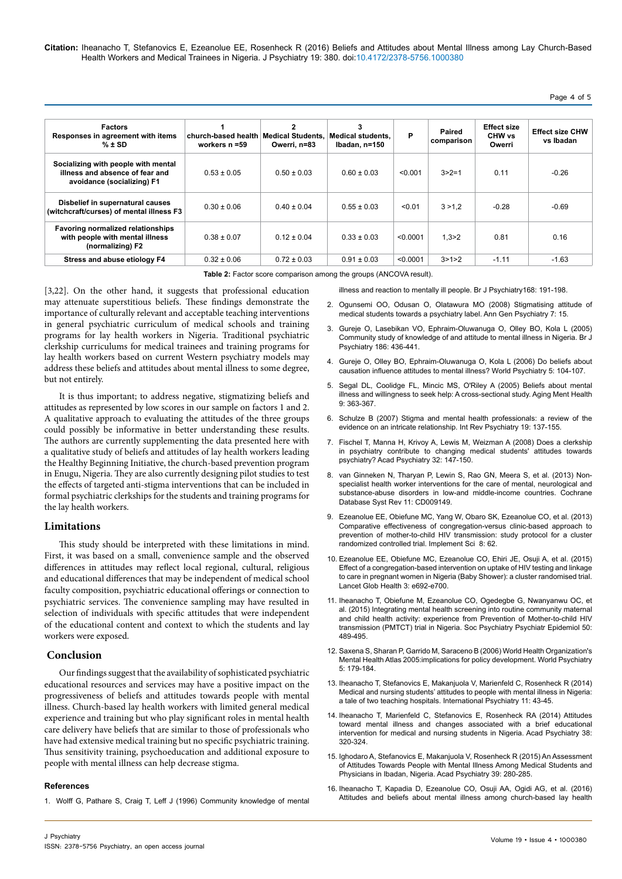| Factors Responses in agreement with items % ± SD | 1 church-based health workers n =59 | 2 Medical Students, Owerri, n=83 | 3 Medical students, Ibadan, n=150 | P | Paired comparison | Effect size CHW vs Owerri | Effect size CHW vs Ibadan |
|---|---|---|---|---|---|---|---|
| Socializing with people with mental illness and absence of fear and avoidance (socializing) F1 | 0.53 ± 0.05 | 0.50 ± 0.03 | 0.60 ± 0.03 | <0.001 | 3>2=1 | 0.11 | -0.26 |
| Disbelief in supernatural causes (witchcraft/curses) of mental illness F3 | 0.30 ± 0.06 | 0.40 ± 0.04 | 0.55 ± 0.03 | <0.01 | 3 >1,2 | -0.28 | -0.69 |
| Favoring normalized relationships with people with mental illness (normalizing) F2 | 0.38 ± 0.07 | 0.12 ± 0.04 | 0.33 ± 0.03 | <0.0001 | 1,3>2 | 0.81 | 0.16 |
| Stress and abuse etiology F4 | 0.32 ± 0.06 | 0.72 ± 0.03 | 0.91 ± 0.03 | <0.0001 | 3>1>2 | -1.11 | -1.63 |

**Table 2:** Factor score comparison among the groups (ANCOVA result).

[3,22]. On the other hand, it suggests that professional education may attenuate superstitious beliefs. These findings demonstrate the importance of culturally relevant and acceptable teaching interventions in general psychiatric curriculum of medical schools and training programs for lay health workers in Nigeria. Traditional psychiatric clerkship curriculums for medical trainees and training programs for lay health workers based on current Western psychiatry models may address these beliefs and attitudes about mental illness to some degree, but not entirely.

It is thus important; to address negative, stigmatizing beliefs and attitudes as represented by low scores in our sample on factors 1 and 2. A qualitative approach to evaluating the attitudes of the three groups could possibly be informative in better understanding these results. The authors are currently supplementing the data presented here with a qualitative study of beliefs and attitudes of lay health workers leading the Healthy Beginning Initiative, the church-based prevention program in Enugu, Nigeria. They are also currently designing pilot studies to test the effects of targeted anti-stigma interventions that can be included in formal psychiatric clerkships for the students and training programs for the lay health workers.

## Limitations

This study should be interpreted with these limitations in mind. First, it was based on a small, convenience sample and the observed differences in attitudes may reflect local regional, cultural, religious and educational differences that may be independent of medical school faculty composition, psychiatric educational offerings or connection to psychiatric services. The convenience sampling may have resulted in selection of individuals with specific attitudes that were independent of the educational content and context to which the students and lay workers were exposed.

## Conclusion

Our findings suggest that the availability of sophisticated psychiatric educational resources and services may have a positive impact on the progressiveness of beliefs and attitudes towards people with mental illness. Church-based lay health workers with limited general medical experience and training but who play significant roles in mental health care delivery have beliefs that are similar to those of professionals who have had extensive medical training but no specific psychiatric training. Thus sensitivity training, psychoeducation and additional exposure to people with mental illness can help decrease stigma.

### References

1. Wolff G, Pathare S, Craig T, Leff J (1996) Community knowledge of mental illness and reaction to mentally ill people. Br J Psychiatry168: 191-198.
2. Ogunsemi OO, Odusan O, Olatawura MO (2008) Stigmatising attitude of medical students towards a psychiatry label. Ann Gen Psychiatry 7: 15.
3. Gureje O, Lasebikan VO, Ephraim-Oluwanuga O, Olley BO, Kola L (2005) Community study of knowledge of and attitude to mental illness in Nigeria. Br J Psychiatry 186: 436-441.
4. Gureje O, Olley BO, Ephraim-Oluwanuga O, Kola L (2006) Do beliefs about causation influence attitudes to mental illness? World Psychiatry 5: 104-107.
5. Segal DL, Coolidge FL, Mincic MS, O'Riley A (2005) Beliefs about mental illness and willingness to seek help: A cross-sectional study. Aging Ment Health 9: 363-367.
6. Schulze B (2007) Stigma and mental health professionals: a review of the evidence on an intricate relationship. Int Rev Psychiatry 19: 137-155.
7. Fischel T, Manna H, Krivoy A, Lewis M, Weizman A (2008) Does a clerkship in psychiatry contribute to changing medical students' attitudes towards psychiatry? Acad Psychiatry 32: 147-150.
8. van Ginneken N, Tharyan P, Lewin S, Rao GN, Meera S, et al. (2013) Non-specialist health worker interventions for the care of mental, neurological and substance-abuse disorders in low-and middle-income countries. Cochrane Database Syst Rev 11: CD009149.
9. Ezeanolue EE, Obiefune MC, Yang W, Obaro SK, Ezeanolue CO, et al. (2013) Comparative effectiveness of congregation-versus clinic-based approach to prevention of mother-to-child HIV transmission: study protocol for a cluster randomized controlled trial. Implement Sci 8: 62.
10. Ezeanolue EE, Obiefune MC, Ezeanolue CO, Ehiri JE, Osuji A, et al. (2015) Effect of a congregation-based intervention on uptake of HIV testing and linkage to care in pregnant women in Nigeria (Baby Shower): a cluster randomised trial. Lancet Glob Health 3: e692-e700.
11. Iheanacho T, Obiefune M, Ezeanolue CO, Ogedegbe G, Nwanyanwu OC, et al. (2015) Integrating mental health screening into routine community maternal and child health activity: experience from Prevention of Mother-to-child HIV transmission (PMTCT) trial in Nigeria. Soc Psychiatry Psychiatr Epidemiol 50: 489-495.
12. Saxena S, Sharan P, Garrido M, Saraceno B (2006) World Health Organization's Mental Health Atlas 2005:implications for policy development. World Psychiatry 5: 179-184.
13. Iheanacho T, Stefanovics E, Makanjuola V, Marienfeld C, Rosenheck R (2014) Medical and nursing students' attitudes to people with mental illness in Nigeria: a tale of two teaching hospitals. International Psychiatry 11: 43-45.
14. Iheanacho T, Marienfeld C, Stefanovics E, Rosenheck RA (2014) Attitudes toward mental illness and changes associated with a brief educational intervention for medical and nursing students in Nigeria. Acad Psychiatry 38: 320-324.
15. Ighodaro A, Stefanovics E, Makanjuola V, Rosenheck R (2015) An Assessment of Attitudes Towards People with Mental Illness Among Medical Students and Physicians in Ibadan, Nigeria. Acad Psychiatry 39: 280-285.
16. Iheanacho T, Kapadia D, Ezeanolue CO, Osuji AA, Ogidi AG, et al. (2016) Attitudes and beliefs about mental illness among church-based lay health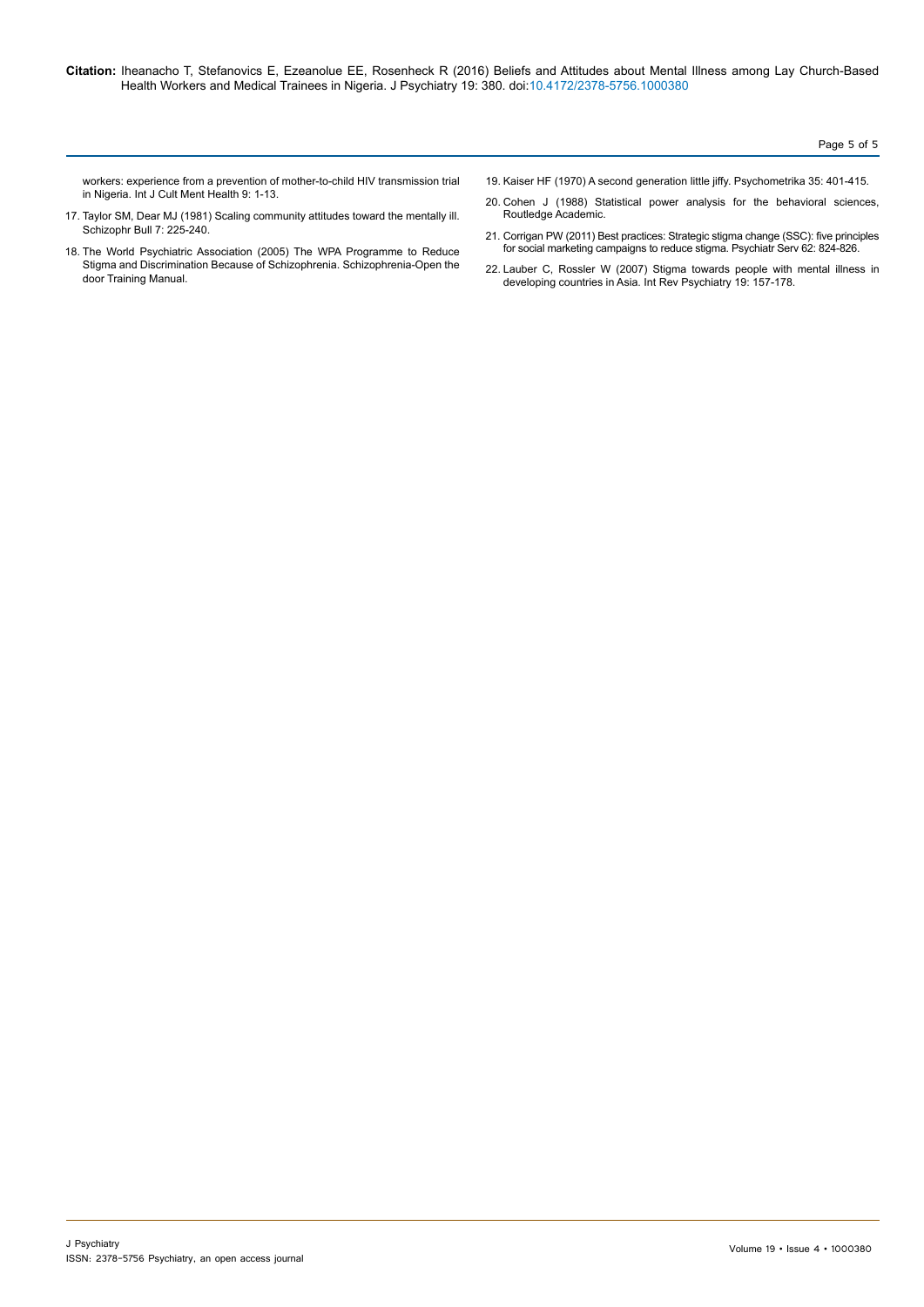workers: experience from a prevention of mother-to-child HIV transmission trial in Nigeria. Int J Cult Ment Health 9: 1-13.

17. Taylor SM, Dear MJ (1981) Scaling community attitudes toward the mentally ill. Schizophr Bull 7: 225-240.
18. The World Psychiatric Association (2005) The WPA Programme to Reduce Stigma and Discrimination Because of Schizophrenia. Schizophrenia-Open the door Training Manual.
19. Kaiser HF (1970) A second generation little jiffy. Psychometrika 35: 401-415.
20. Cohen J (1988) Statistical power analysis for the behavioral sciences, Routledge Academic.
21. Corrigan PW (2011) Best practices: Strategic stigma change (SSC): five principles for social marketing campaigns to reduce stigma. Psychiatr Serv 62: 824-826.
22. Lauber C, Rossler W (2007) Stigma towards people with mental illness in developing countries in Asia. Int Rev Psychiatry 19: 157-178.